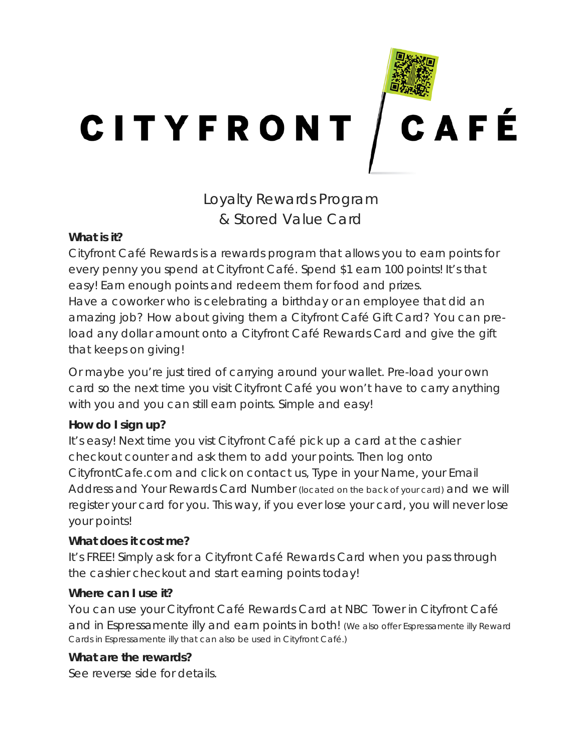# CITYFRONT CAFÉ

## Loyalty Rewards Program & Stored Value Card

**What is it?**

Cityfront Café Rewards is a rewards program that allows you to earn points for every penny you spend at Cityfront Café. Spend $1 earn 100 points! It's that easy! Earn enough points and redeem them for food and prizes.

Have a coworker who is celebrating a birthday or an employee that did an amazing job? How about giving them a Cityfront Café Gift Card? You can pre-load any dollar amount onto a Cityfront Café Rewards Card and give the gift that keeps on giving!

Or maybe you're just tired of carrying around your wallet. Pre-load your own card so the next time you visit Cityfront Café you won't have to carry anything with you and you can still earn points. Simple and easy!

**How do I sign up?**

It's easy! Next time you vist Cityfront Café pick up a card at the cashier checkout counter and ask them to add your points. Then log onto CityfrontCafe.com and click on contact us, Type in your Name, your Email Address and Your Rewards Card Number (located on the back of your card) and we will register your card for you. This way, if you ever lose your card, you will never lose your points!

**What does it cost me?**

It's FREE! Simply ask for a Cityfront Café Rewards Card when you pass through the cashier checkout and start earning points today!

**Where can I use it?**

You can use your Cityfront Café Rewards Card at NBC Tower in Cityfront Café and in Espressamente illy and earn points in both! (We also offer Espressamente illy Reward Cards in Espressamente illy that can also be used in Cityfront Café.)

**What are the rewards?**

See reverse side for details.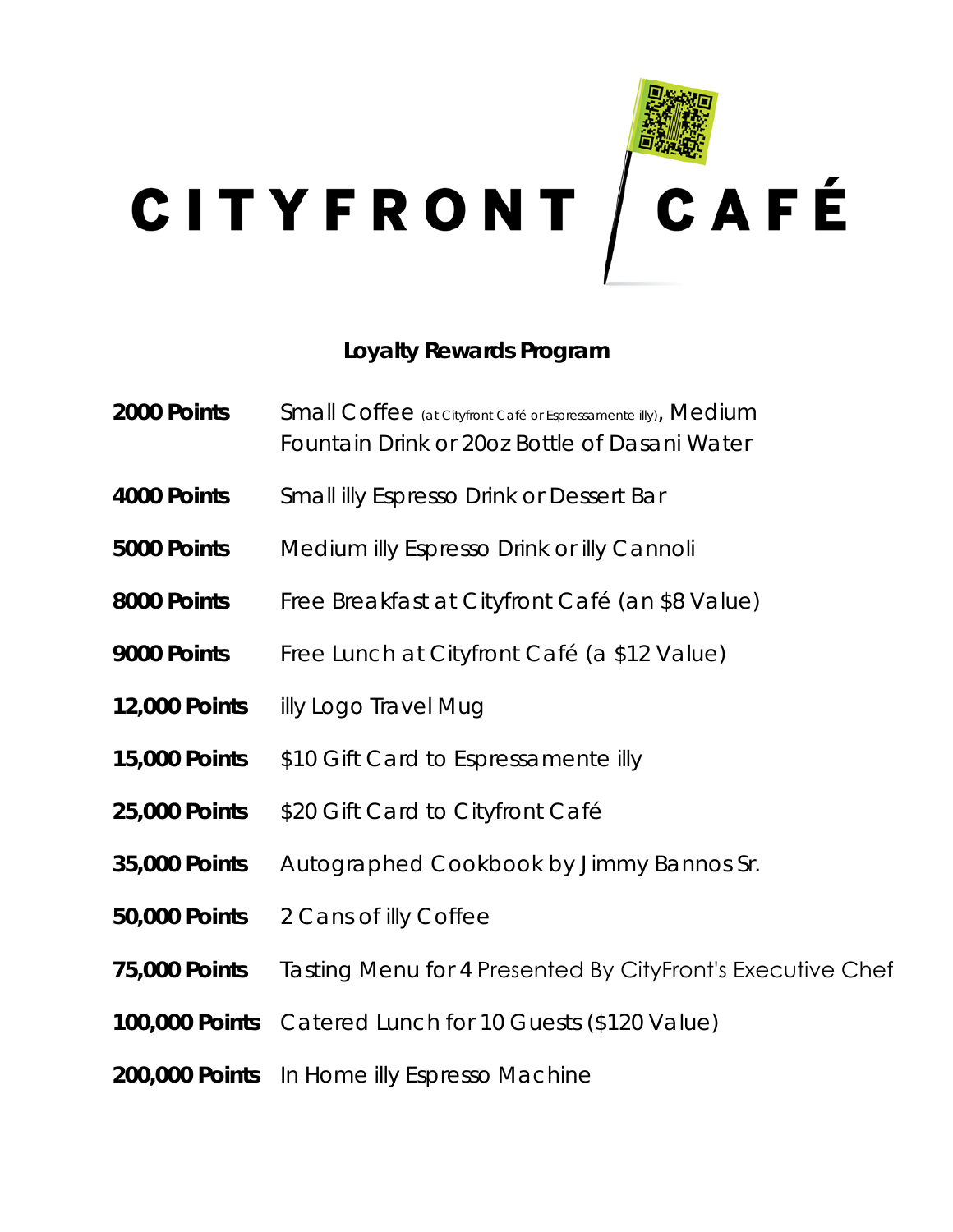# CITYFRONT CAFÉ

**Loyalty Rewards Program**

| | |
|---|---|
| **2000 Points** | Small Coffee (at Cityfront Café or Espressamente illy), Medium Fountain Drink or 20oz Bottle of Dasani Water |
| **4000 Points** | Small illy Espresso Drink or Dessert Bar |
| **5000 Points** | Medium illy Espresso Drink or illy Cannoli |
| **8000 Points** | Free Breakfast at Cityfront Café (an $8 Value) |
| **9000 Points** | Free Lunch at Cityfront Café (a $12 Value) |
| **12,000 Points** | illy Logo Travel Mug |
| **15,000 Points** | $10 Gift Card to Espressamente illy |
| **25,000 Points** | $20 Gift Card to Cityfront Café |
| **35,000 Points** | Autographed Cookbook by Jimmy Bannos Sr. |
| **50,000 Points** | 2 Cans of illy Coffee |
| **75,000 Points** | Tasting Menu for 4 Presented By CityFront's Executive Chef |
| **100,000 Points** | Catered Lunch for 10 Guests ($120 Value) |
| **200,000 Points** | In Home illy Espresso Machine |